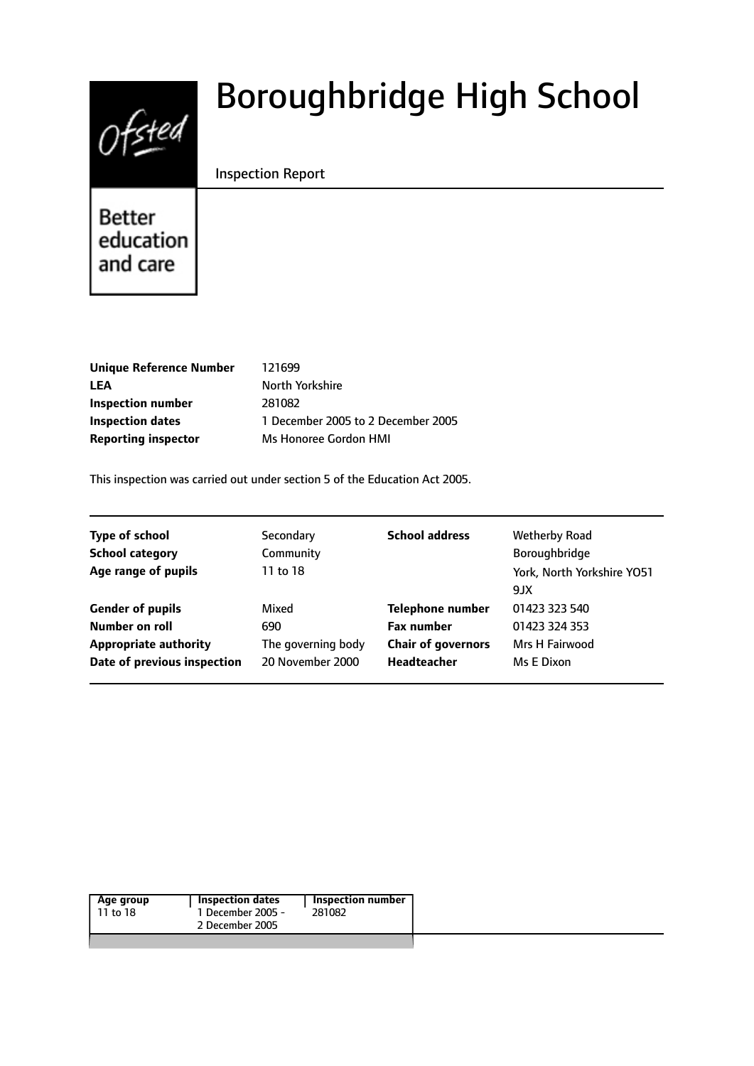# Boroughbridge High School

Inspection Report

Better education and care

| | |
|---|---|
| **Unique Reference Number** | 121699 |
| **LEA** | North Yorkshire |
| **Inspection number** | 281082 |
| **Inspection dates** | 1 December 2005 to 2 December 2005 |
| **Reporting inspector** | Ms Honoree Gordon HMI |

This inspection was carried out under section 5 of the Education Act 2005.

| | | | |
|---|---|---|---|
| **Type of school** | Secondary | **School address** | Wetherby Road |
| **School category** | Community | | Boroughbridge |
| **Age range of pupils** | 11 to 18 | | York, North Yorkshire YO51 9JX |
| **Gender of pupils** | Mixed | **Telephone number** | 01423 323 540 |
| **Number on roll** | 690 | **Fax number** | 01423 324 353 |
| **Appropriate authority** | The governing body | **Chair of governors** | Mrs H Fairwood |
| **Date of previous inspection** | 20 November 2000 | **Headteacher** | Ms E Dixon |

| Age group | Inspection dates | Inspection number |
|---|---|---|
| 11 to 18 | 1 December 2005 - 2 December 2005 | 281082 |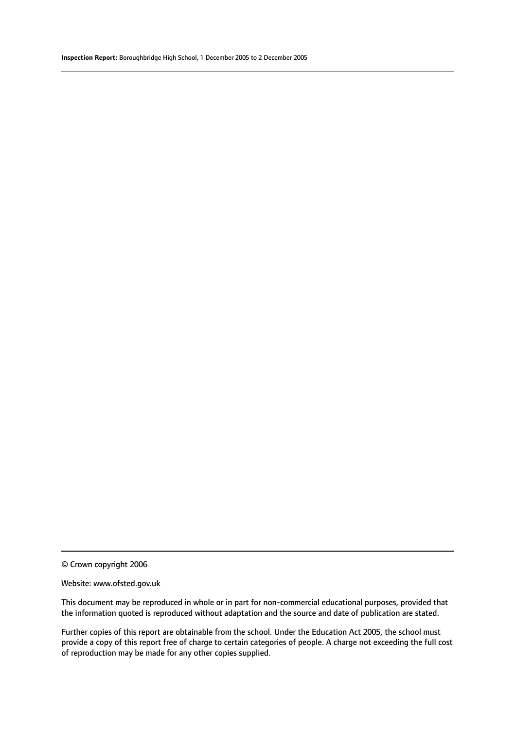© Crown copyright 2006

Website: www.ofsted.gov.uk

This document may be reproduced in whole or in part for non-commercial educational purposes, provided that the information quoted is reproduced without adaptation and the source and date of publication are stated.

Further copies of this report are obtainable from the school. Under the Education Act 2005, the school must provide a copy of this report free of charge to certain categories of people. A charge not exceeding the full cost of reproduction may be made for any other copies supplied.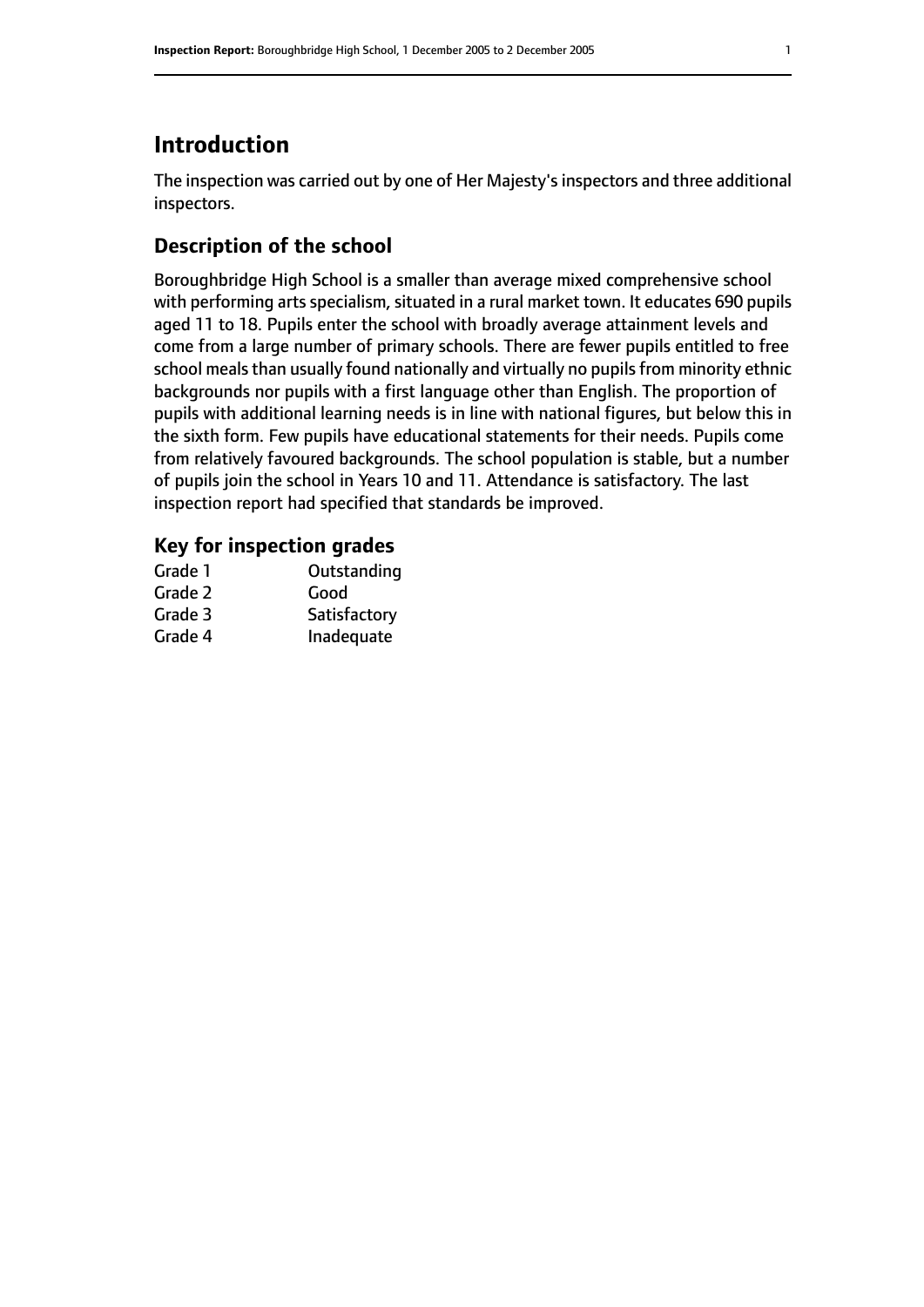# Introduction

The inspection was carried out by one of Her Majesty's inspectors and three additional inspectors.

## Description of the school

Boroughbridge High School is a smaller than average mixed comprehensive school with performing arts specialism, situated in a rural market town. It educates 690 pupils aged 11 to 18. Pupils enter the school with broadly average attainment levels and come from a large number of primary schools. There are fewer pupils entitled to free school meals than usually found nationally and virtually no pupils from minority ethnic backgrounds nor pupils with a first language other than English. The proportion of pupils with additional learning needs is in line with national figures, but below this in the sixth form. Few pupils have educational statements for their needs. Pupils come from relatively favoured backgrounds. The school population is stable, but a number of pupils join the school in Years 10 and 11. Attendance is satisfactory. The last inspection report had specified that standards be improved.

## Key for inspection grades

| | |
|---|---|
| Grade 1 | Outstanding |
| Grade 2 | Good |
| Grade 3 | Satisfactory |
| Grade 4 | Inadequate |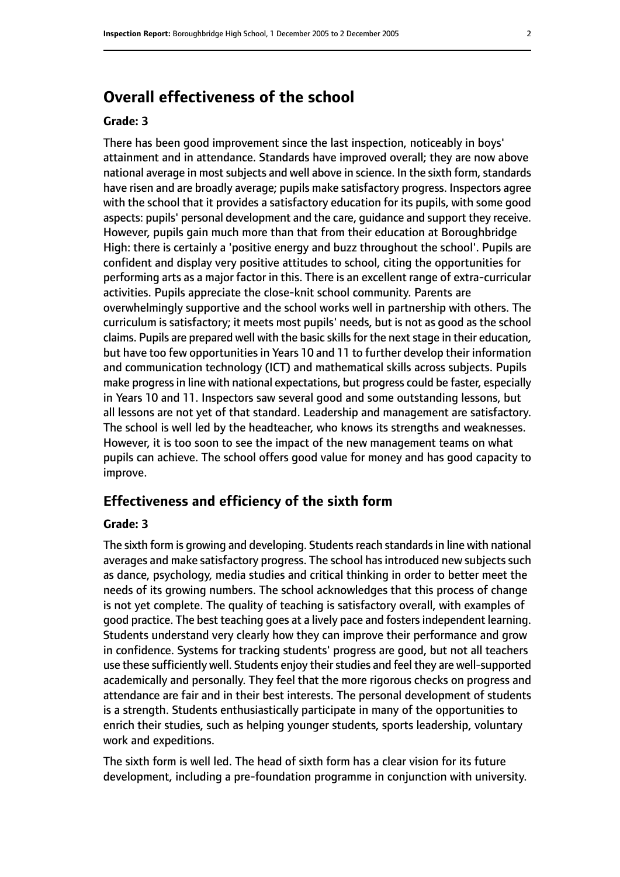## Overall effectiveness of the school

**Grade: 3**

There has been good improvement since the last inspection, noticeably in boys' attainment and in attendance. Standards have improved overall; they are now above national average in most subjects and well above in science. In the sixth form, standards have risen and are broadly average; pupils make satisfactory progress. Inspectors agree with the school that it provides a satisfactory education for its pupils, with some good aspects: pupils' personal development and the care, guidance and support they receive. However, pupils gain much more than that from their education at Boroughbridge High: there is certainly a 'positive energy and buzz throughout the school'. Pupils are confident and display very positive attitudes to school, citing the opportunities for performing arts as a major factor in this. There is an excellent range of extra-curricular activities. Pupils appreciate the close-knit school community. Parents are overwhelmingly supportive and the school works well in partnership with others. The curriculum is satisfactory; it meets most pupils' needs, but is not as good as the school claims. Pupils are prepared well with the basic skills for the next stage in their education, but have too few opportunities in Years 10 and 11 to further develop their information and communication technology (ICT) and mathematical skills across subjects. Pupils make progress in line with national expectations, but progress could be faster, especially in Years 10 and 11. Inspectors saw several good and some outstanding lessons, but all lessons are not yet of that standard. Leadership and management are satisfactory. The school is well led by the headteacher, who knows its strengths and weaknesses. However, it is too soon to see the impact of the new management teams on what pupils can achieve. The school offers good value for money and has good capacity to improve.

## Effectiveness and efficiency of the sixth form

**Grade: 3**

The sixth form is growing and developing. Students reach standards in line with national averages and make satisfactory progress. The school has introduced new subjects such as dance, psychology, media studies and critical thinking in order to better meet the needs of its growing numbers. The school acknowledges that this process of change is not yet complete. The quality of teaching is satisfactory overall, with examples of good practice. The best teaching goes at a lively pace and fosters independent learning. Students understand very clearly how they can improve their performance and grow in confidence. Systems for tracking students' progress are good, but not all teachers use these sufficiently well. Students enjoy their studies and feel they are well-supported academically and personally. They feel that the more rigorous checks on progress and attendance are fair and in their best interests. The personal development of students is a strength. Students enthusiastically participate in many of the opportunities to enrich their studies, such as helping younger students, sports leadership, voluntary work and expeditions.

The sixth form is well led. The head of sixth form has a clear vision for its future development, including a pre-foundation programme in conjunction with university.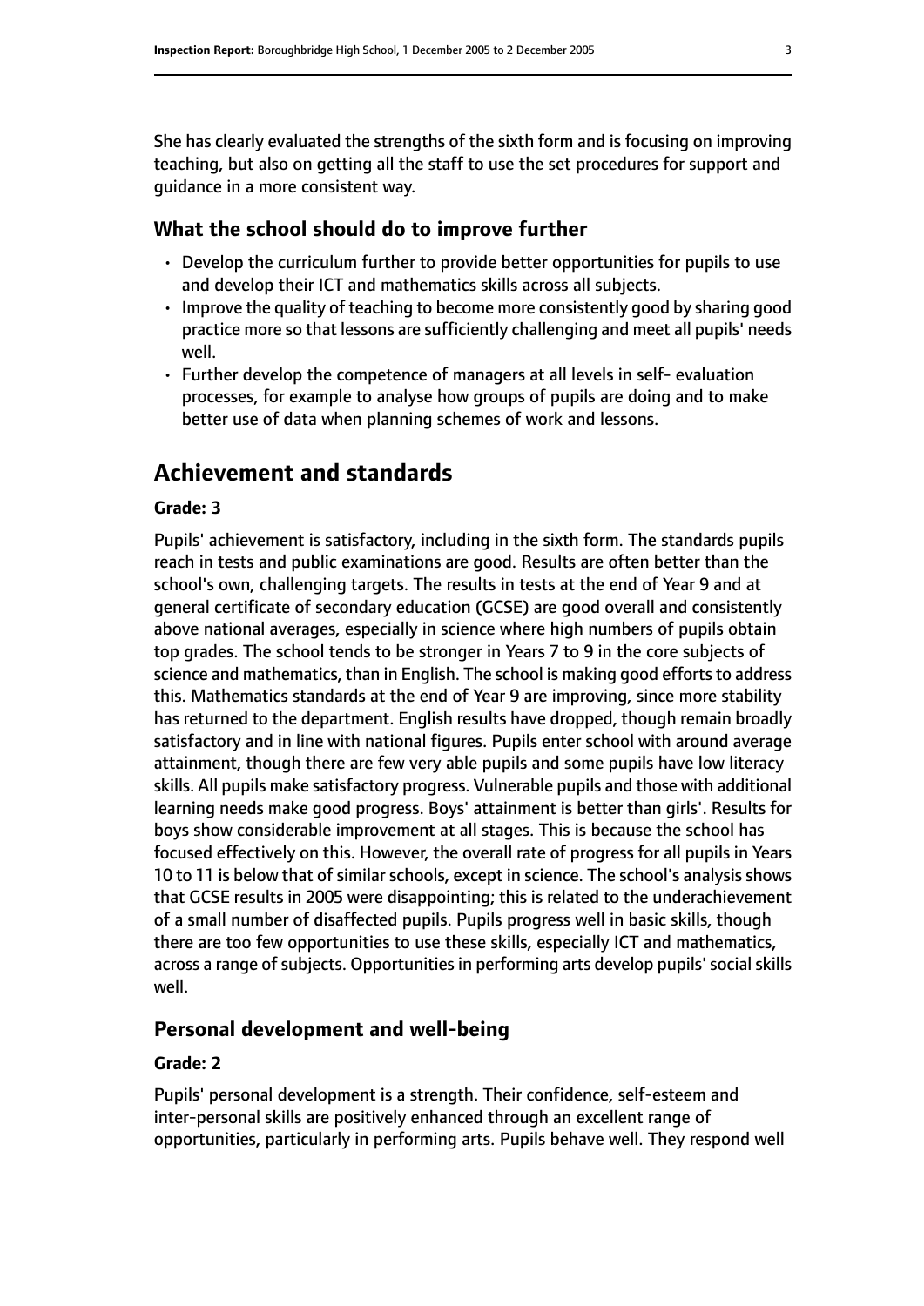She has clearly evaluated the strengths of the sixth form and is focusing on improving teaching, but also on getting all the staff to use the set procedures for support and guidance in a more consistent way.

### What the school should do to improve further

- Develop the curriculum further to provide better opportunities for pupils to use and develop their ICT and mathematics skills across all subjects.
- Improve the quality of teaching to become more consistently good by sharing good practice more so that lessons are sufficiently challenging and meet all pupils' needs well.
- Further develop the competence of managers at all levels in self- evaluation processes, for example to analyse how groups of pupils are doing and to make better use of data when planning schemes of work and lessons.

## Achievement and standards

#### Grade: 3

Pupils' achievement is satisfactory, including in the sixth form. The standards pupils reach in tests and public examinations are good. Results are often better than the school's own, challenging targets. The results in tests at the end of Year 9 and at general certificate of secondary education (GCSE) are good overall and consistently above national averages, especially in science where high numbers of pupils obtain top grades. The school tends to be stronger in Years 7 to 9 in the core subjects of science and mathematics, than in English. The school is making good efforts to address this. Mathematics standards at the end of Year 9 are improving, since more stability has returned to the department. English results have dropped, though remain broadly satisfactory and in line with national figures. Pupils enter school with around average attainment, though there are few very able pupils and some pupils have low literacy skills. All pupils make satisfactory progress. Vulnerable pupils and those with additional learning needs make good progress. Boys' attainment is better than girls'. Results for boys show considerable improvement at all stages. This is because the school has focused effectively on this. However, the overall rate of progress for all pupils in Years 10 to 11 is below that of similar schools, except in science. The school's analysis shows that GCSE results in 2005 were disappointing; this is related to the underachievement of a small number of disaffected pupils. Pupils progress well in basic skills, though there are too few opportunities to use these skills, especially ICT and mathematics, across a range of subjects. Opportunities in performing arts develop pupils' social skills well.

### Personal development and well-being

#### Grade: 2

Pupils' personal development is a strength. Their confidence, self-esteem and inter-personal skills are positively enhanced through an excellent range of opportunities, particularly in performing arts. Pupils behave well. They respond well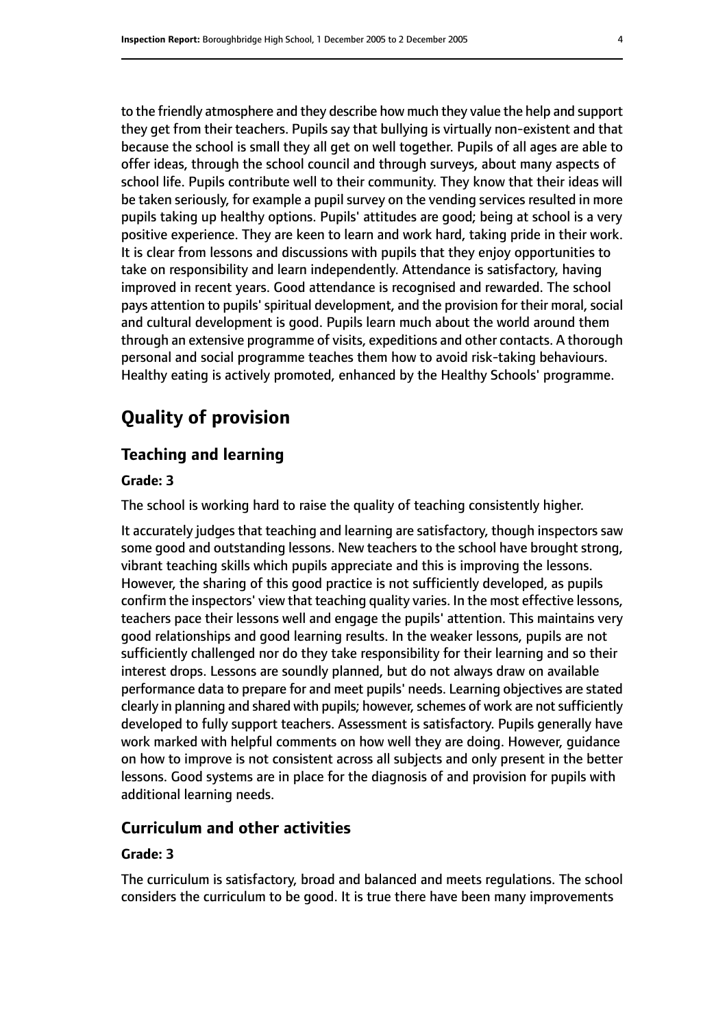to the friendly atmosphere and they describe how much they value the help and support they get from their teachers. Pupils say that bullying is virtually non-existent and that because the school is small they all get on well together. Pupils of all ages are able to offer ideas, through the school council and through surveys, about many aspects of school life. Pupils contribute well to their community. They know that their ideas will be taken seriously, for example a pupil survey on the vending services resulted in more pupils taking up healthy options. Pupils' attitudes are good; being at school is a very positive experience. They are keen to learn and work hard, taking pride in their work. It is clear from lessons and discussions with pupils that they enjoy opportunities to take on responsibility and learn independently. Attendance is satisfactory, having improved in recent years. Good attendance is recognised and rewarded. The school pays attention to pupils' spiritual development, and the provision for their moral, social and cultural development is good. Pupils learn much about the world around them through an extensive programme of visits, expeditions and other contacts. A thorough personal and social programme teaches them how to avoid risk-taking behaviours. Healthy eating is actively promoted, enhanced by the Healthy Schools' programme.

# Quality of provision

## Teaching and learning

### Grade: 3

The school is working hard to raise the quality of teaching consistently higher.

It accurately judges that teaching and learning are satisfactory, though inspectors saw some good and outstanding lessons. New teachers to the school have brought strong, vibrant teaching skills which pupils appreciate and this is improving the lessons. However, the sharing of this good practice is not sufficiently developed, as pupils confirm the inspectors' view that teaching quality varies. In the most effective lessons, teachers pace their lessons well and engage the pupils' attention. This maintains very good relationships and good learning results. In the weaker lessons, pupils are not sufficiently challenged nor do they take responsibility for their learning and so their interest drops. Lessons are soundly planned, but do not always draw on available performance data to prepare for and meet pupils' needs. Learning objectives are stated clearly in planning and shared with pupils; however, schemes of work are not sufficiently developed to fully support teachers. Assessment is satisfactory. Pupils generally have work marked with helpful comments on how well they are doing. However, guidance on how to improve is not consistent across all subjects and only present in the better lessons. Good systems are in place for the diagnosis of and provision for pupils with additional learning needs.

## Curriculum and other activities

### Grade: 3

The curriculum is satisfactory, broad and balanced and meets regulations. The school considers the curriculum to be good. It is true there have been many improvements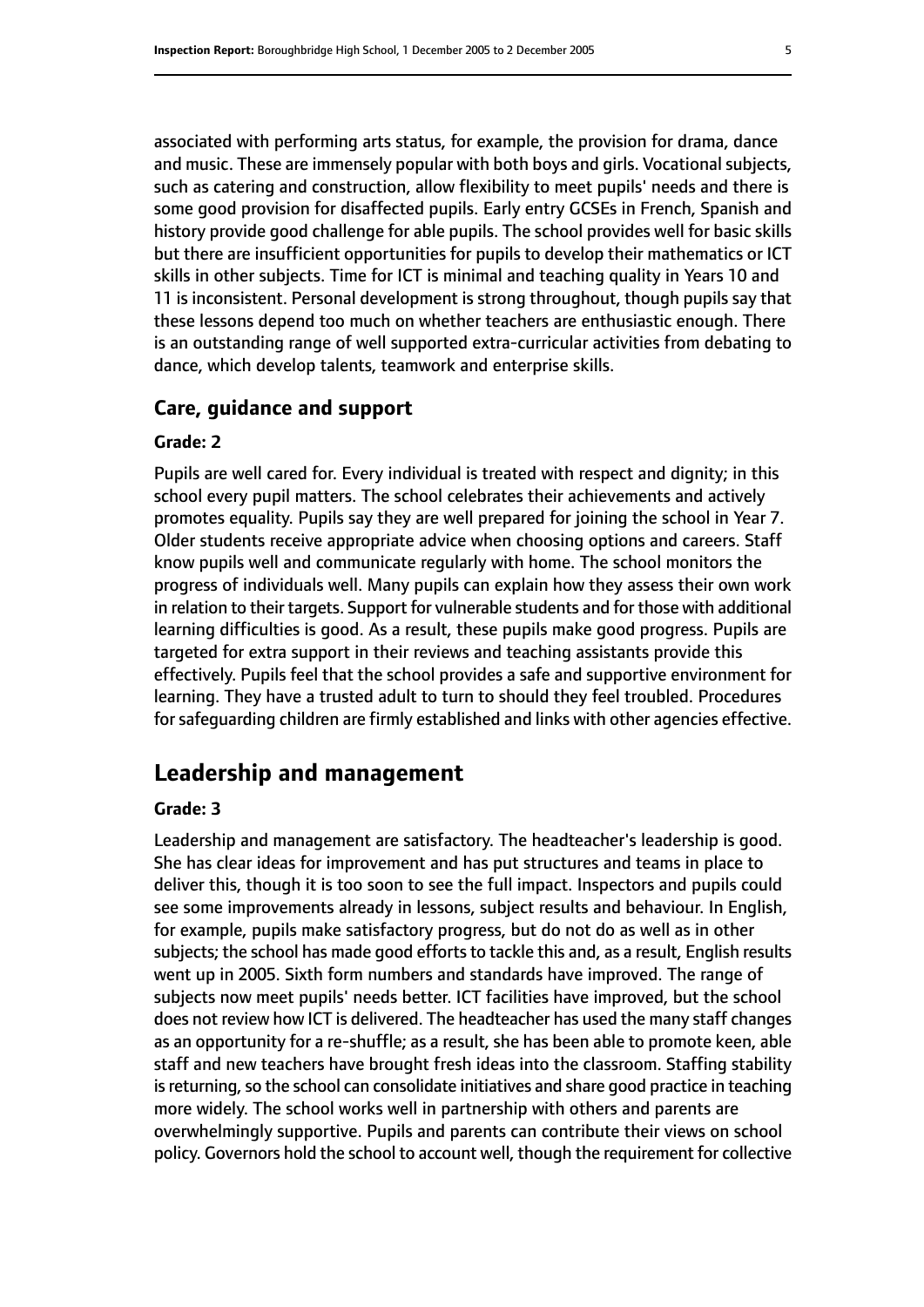associated with performing arts status, for example, the provision for drama, dance and music. These are immensely popular with both boys and girls. Vocational subjects, such as catering and construction, allow flexibility to meet pupils' needs and there is some good provision for disaffected pupils. Early entry GCSEs in French, Spanish and history provide good challenge for able pupils. The school provides well for basic skills but there are insufficient opportunities for pupils to develop their mathematics or ICT skills in other subjects. Time for ICT is minimal and teaching quality in Years 10 and 11 is inconsistent. Personal development is strong throughout, though pupils say that these lessons depend too much on whether teachers are enthusiastic enough. There is an outstanding range of well supported extra-curricular activities from debating to dance, which develop talents, teamwork and enterprise skills.

### Care, guidance and support

#### Grade: 2

Pupils are well cared for. Every individual is treated with respect and dignity; in this school every pupil matters. The school celebrates their achievements and actively promotes equality. Pupils say they are well prepared for joining the school in Year 7. Older students receive appropriate advice when choosing options and careers. Staff know pupils well and communicate regularly with home. The school monitors the progress of individuals well. Many pupils can explain how they assess their own work in relation to their targets. Support for vulnerable students and for those with additional learning difficulties is good. As a result, these pupils make good progress. Pupils are targeted for extra support in their reviews and teaching assistants provide this effectively. Pupils feel that the school provides a safe and supportive environment for learning. They have a trusted adult to turn to should they feel troubled. Procedures for safeguarding children are firmly established and links with other agencies effective.

## Leadership and management

#### Grade: 3

Leadership and management are satisfactory. The headteacher's leadership is good. She has clear ideas for improvement and has put structures and teams in place to deliver this, though it is too soon to see the full impact. Inspectors and pupils could see some improvements already in lessons, subject results and behaviour. In English, for example, pupils make satisfactory progress, but do not do as well as in other subjects; the school has made good efforts to tackle this and, as a result, English results went up in 2005. Sixth form numbers and standards have improved. The range of subjects now meet pupils' needs better. ICT facilities have improved, but the school does not review how ICT is delivered. The headteacher has used the many staff changes as an opportunity for a re-shuffle; as a result, she has been able to promote keen, able staff and new teachers have brought fresh ideas into the classroom. Staffing stability is returning, so the school can consolidate initiatives and share good practice in teaching more widely. The school works well in partnership with others and parents are overwhelmingly supportive. Pupils and parents can contribute their views on school policy. Governors hold the school to account well, though the requirement for collective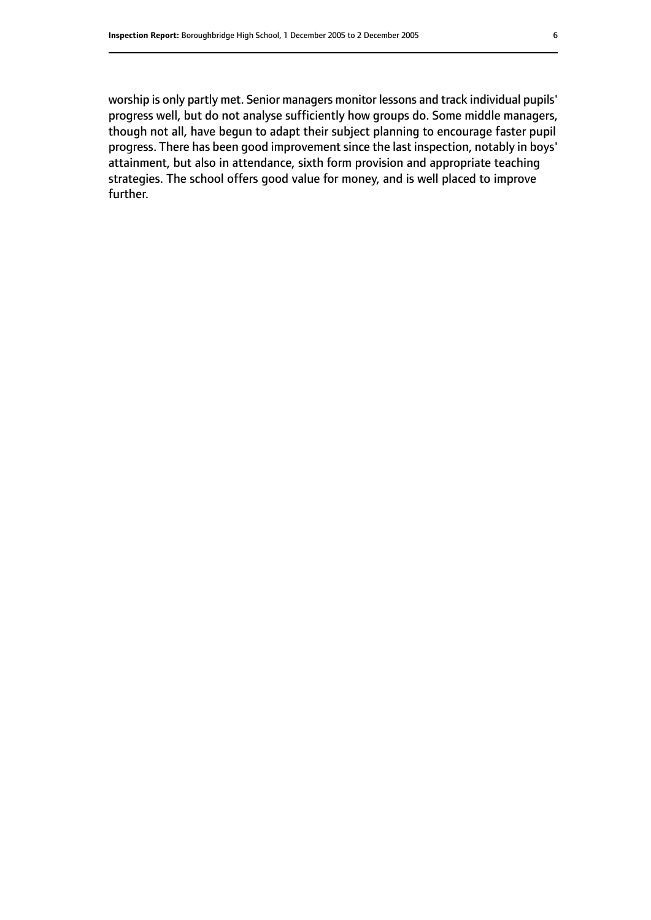worship is only partly met. Senior managers monitor lessons and track individual pupils' progress well, but do not analyse sufficiently how groups do. Some middle managers, though not all, have begun to adapt their subject planning to encourage faster pupil progress. There has been good improvement since the last inspection, notably in boys' attainment, but also in attendance, sixth form provision and appropriate teaching strategies. The school offers good value for money, and is well placed to improve further.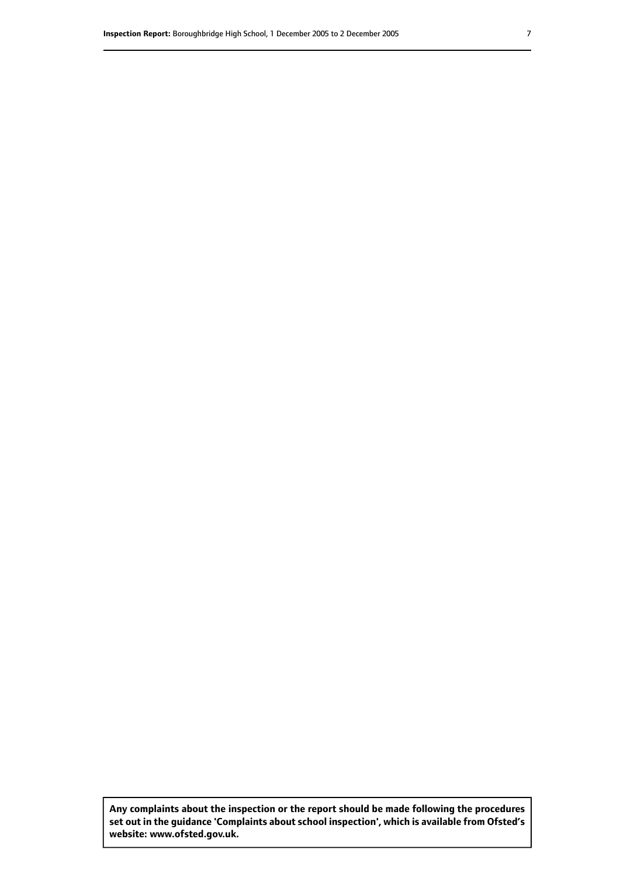**Any complaints about the inspection or the report should be made following the procedures set out in the guidance 'Complaints about school inspection', which is available from Ofsted's website: www.ofsted.gov.uk.**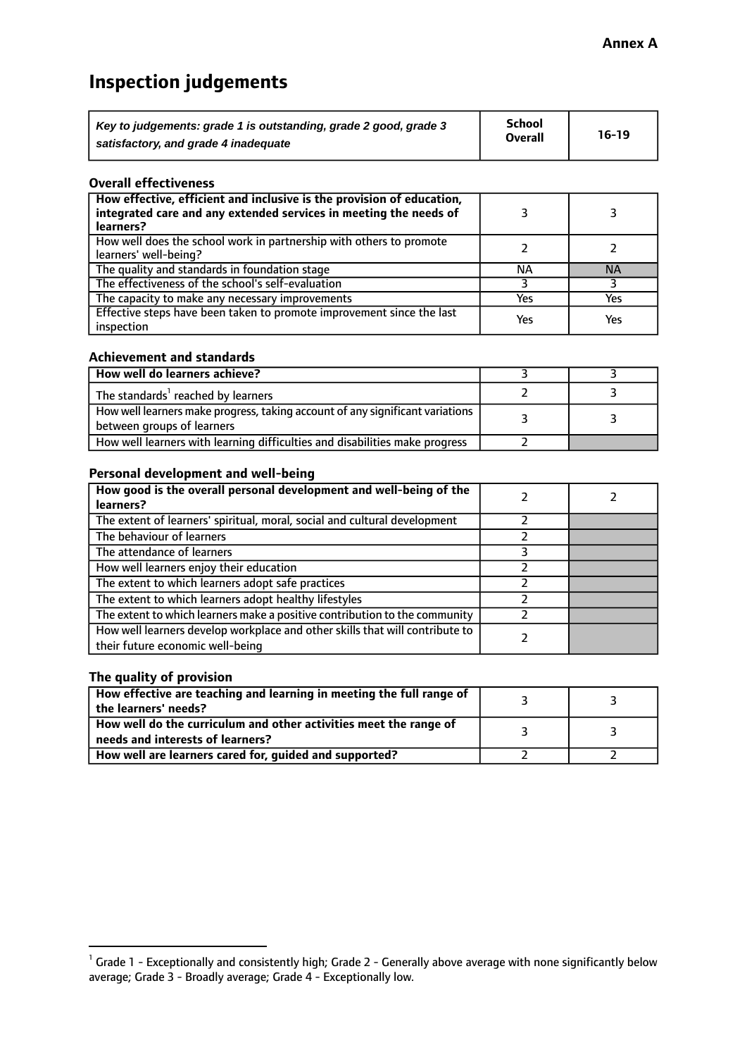**Annex A**

# Inspection judgements

| *Key to judgements: grade 1 is outstanding, grade 2 good, grade 3 satisfactory, and grade 4 inadequate* | School Overall | 16-19 |
|---|---|---|

### Overall effectiveness

| | | |
|---|---|---|
| **How effective, efficient and inclusive is the provision of education, integrated care and any extended services in meeting the needs of learners?** | 3 | 3 |
| How well does the school work in partnership with others to promote learners' well-being? | 2 | 2 |
| The quality and standards in foundation stage | NA | NA |
| The effectiveness of the school's self-evaluation | 3 | 3 |
| The capacity to make any necessary improvements | Yes | Yes |
| Effective steps have been taken to promote improvement since the last inspection | Yes | Yes |

### Achievement and standards

| | | |
|---|---|---|
| **How well do learners achieve?** | 3 | 3 |
| The standards[1] reached by learners | 2 | 3 |
| How well learners make progress, taking account of any significant variations between groups of learners | 3 | 3 |
| How well learners with learning difficulties and disabilities make progress | 2 | |

### Personal development and well-being

| | | |
|---|---|---|
| **How good is the overall personal development and well-being of the learners?** | 2 | 2 |
| The extent of learners' spiritual, moral, social and cultural development | 2 | |
| The behaviour of learners | 2 | |
| The attendance of learners | 3 | |
| How well learners enjoy their education | 2 | |
| The extent to which learners adopt safe practices | 2 | |
| The extent to which learners adopt healthy lifestyles | 2 | |
| The extent to which learners make a positive contribution to the community | 2 | |
| How well learners develop workplace and other skills that will contribute to their future economic well-being | 2 | |

### The quality of provision

| | | |
|---|---|---|
| **How effective are teaching and learning in meeting the full range of the learners' needs?** | 3 | 3 |
| **How well do the curriculum and other activities meet the range of needs and interests of learners?** | 3 | 3 |
| **How well are learners cared for, guided and supported?** | 2 | 2 |

[1] Grade 1 - Exceptionally and consistently high; Grade 2 - Generally above average with none significantly below average; Grade 3 - Broadly average; Grade 4 - Exceptionally low.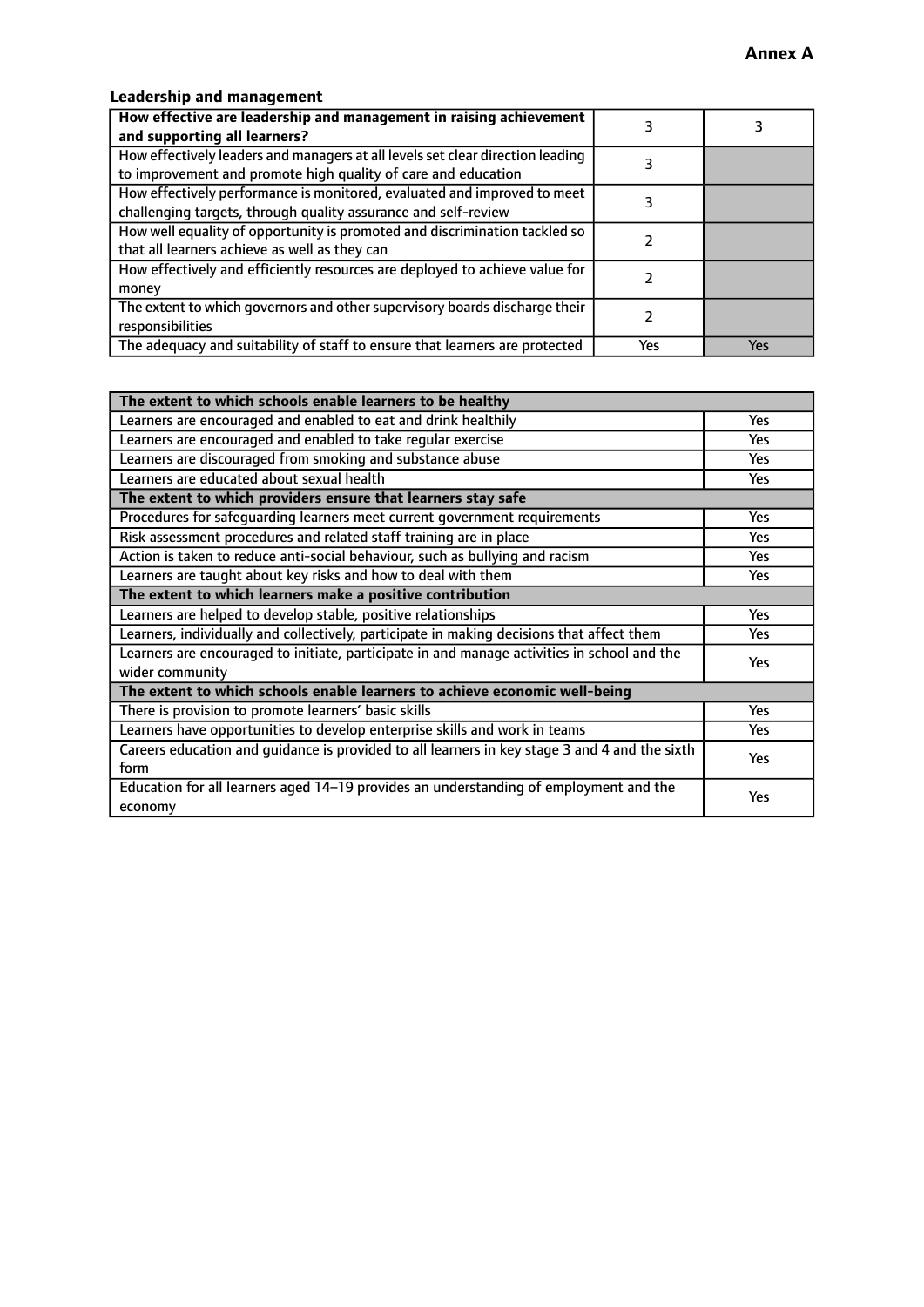**Annex A**

### Leadership and management

| How effective are leadership and management in raising achievement and supporting all learners? | 3 | 3 |
|---|---|---|
| How effectively leaders and managers at all levels set clear direction leading to improvement and promote high quality of care and education | 3 | |
| How effectively performance is monitored, evaluated and improved to meet challenging targets, through quality assurance and self-review | 3 | |
| How well equality of opportunity is promoted and discrimination tackled so that all learners achieve as well as they can | 2 | |
| How effectively and efficiently resources are deployed to achieve value for money | 2 | |
| The extent to which governors and other supervisory boards discharge their responsibilities | 2 | |
| The adequacy and suitability of staff to ensure that learners are protected | Yes | Yes |

| **The extent to which schools enable learners to be healthy** | |
|---|---|
| Learners are encouraged and enabled to eat and drink healthily | Yes |
| Learners are encouraged and enabled to take regular exercise | Yes |
| Learners are discouraged from smoking and substance abuse | Yes |
| Learners are educated about sexual health | Yes |
| **The extent to which providers ensure that learners stay safe** | |
| Procedures for safeguarding learners meet current government requirements | Yes |
| Risk assessment procedures and related staff training are in place | Yes |
| Action is taken to reduce anti-social behaviour, such as bullying and racism | Yes |
| Learners are taught about key risks and how to deal with them | Yes |
| **The extent to which learners make a positive contribution** | |
| Learners are helped to develop stable, positive relationships | Yes |
| Learners, individually and collectively, participate in making decisions that affect them | Yes |
| Learners are encouraged to initiate, participate in and manage activities in school and the wider community | Yes |
| **The extent to which schools enable learners to achieve economic well-being** | |
| There is provision to promote learners' basic skills | Yes |
| Learners have opportunities to develop enterprise skills and work in teams | Yes |
| Careers education and guidance is provided to all learners in key stage 3 and 4 and the sixth form | Yes |
| Education for all learners aged 14–19 provides an understanding of employment and the economy | Yes |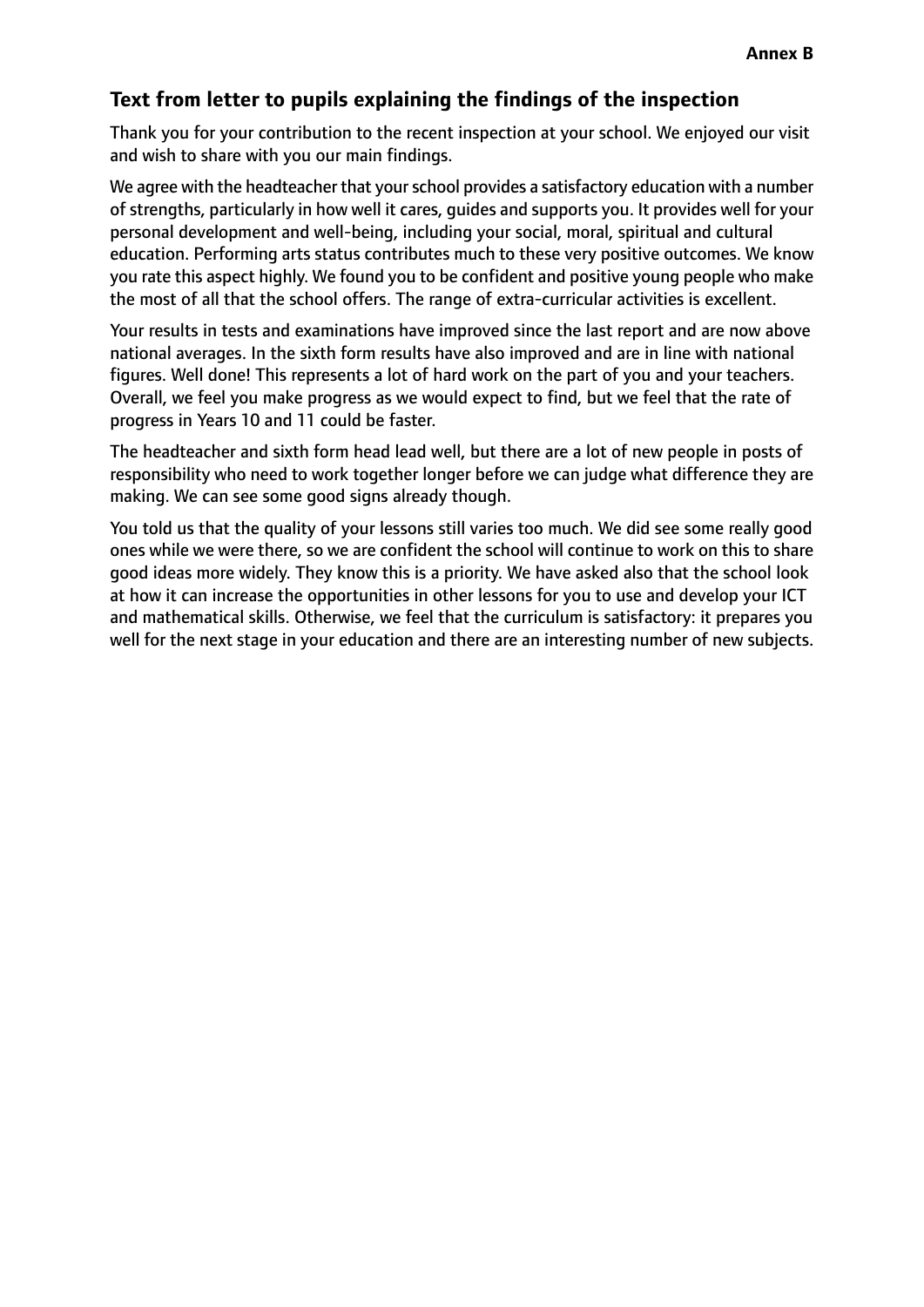**Annex B**

## Text from letter to pupils explaining the findings of the inspection

Thank you for your contribution to the recent inspection at your school. We enjoyed our visit and wish to share with you our main findings.

We agree with the headteacher that your school provides a satisfactory education with a number of strengths, particularly in how well it cares, guides and supports you. It provides well for your personal development and well-being, including your social, moral, spiritual and cultural education. Performing arts status contributes much to these very positive outcomes. We know you rate this aspect highly. We found you to be confident and positive young people who make the most of all that the school offers. The range of extra-curricular activities is excellent.

Your results in tests and examinations have improved since the last report and are now above national averages. In the sixth form results have also improved and are in line with national figures. Well done! This represents a lot of hard work on the part of you and your teachers. Overall, we feel you make progress as we would expect to find, but we feel that the rate of progress in Years 10 and 11 could be faster.

The headteacher and sixth form head lead well, but there are a lot of new people in posts of responsibility who need to work together longer before we can judge what difference they are making. We can see some good signs already though.

You told us that the quality of your lessons still varies too much. We did see some really good ones while we were there, so we are confident the school will continue to work on this to share good ideas more widely. They know this is a priority. We have asked also that the school look at how it can increase the opportunities in other lessons for you to use and develop your ICT and mathematical skills. Otherwise, we feel that the curriculum is satisfactory: it prepares you well for the next stage in your education and there are an interesting number of new subjects.